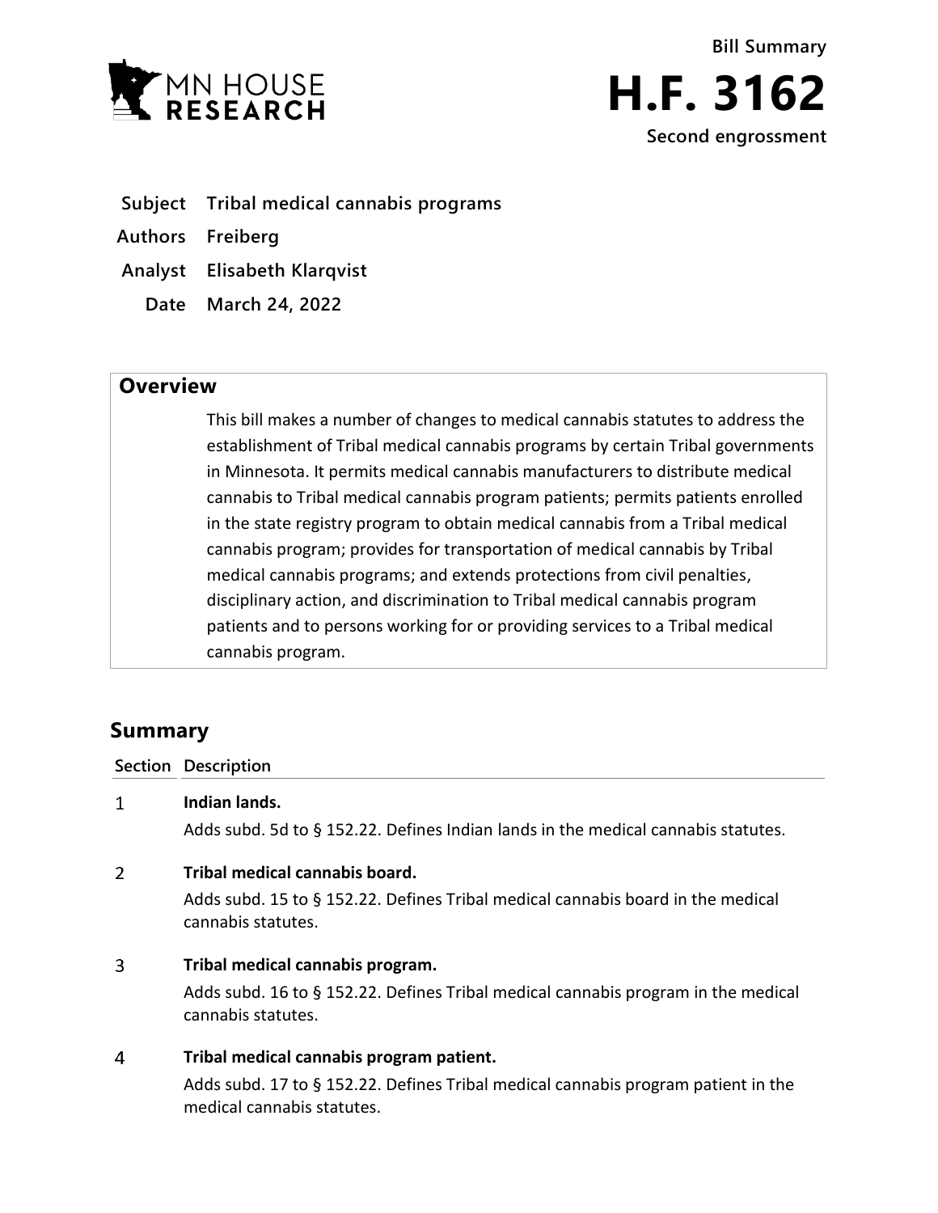Bill Summary

# H.F. 3162

**Second engrossment**

| | |
|---|---|
| **Subject** | **Tribal medical cannabis programs** |
| **Authors** | **Freiberg** |
| **Analyst** | **Elisabeth Klarqvist** |
| **Date** | **March 24, 2022** |

## Overview

This bill makes a number of changes to medical cannabis statutes to address the establishment of Tribal medical cannabis programs by certain Tribal governments in Minnesota. It permits medical cannabis manufacturers to distribute medical cannabis to Tribal medical cannabis program patients; permits patients enrolled in the state registry program to obtain medical cannabis from a Tribal medical cannabis program; provides for transportation of medical cannabis by Tribal medical cannabis programs; and extends protections from civil penalties, disciplinary action, and discrimination to Tribal medical cannabis program patients and to persons working for or providing services to a Tribal medical cannabis program.

## Summary

| Section | Description |
|---|---|
| 1 | **Indian lands.**<br>Adds subd. 5d to § 152.22. Defines Indian lands in the medical cannabis statutes. |
| 2 | **Tribal medical cannabis board.**<br>Adds subd. 15 to § 152.22. Defines Tribal medical cannabis board in the medical cannabis statutes. |
| 3 | **Tribal medical cannabis program.**<br>Adds subd. 16 to § 152.22. Defines Tribal medical cannabis program in the medical cannabis statutes. |
| 4 | **Tribal medical cannabis program patient.**<br>Adds subd. 17 to § 152.22. Defines Tribal medical cannabis program patient in the medical cannabis statutes. |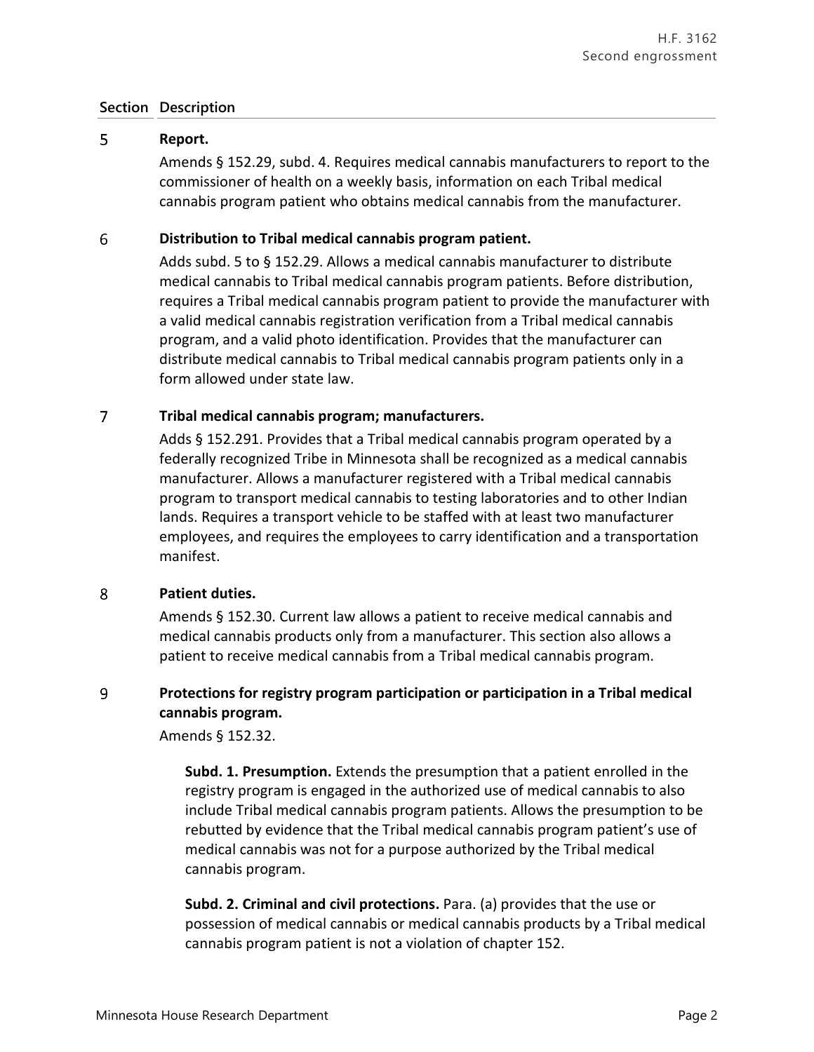| Section | Description |
|---|---|
| 5 | **Report.** |
| | Amends § 152.29, subd. 4. Requires medical cannabis manufacturers to report to the commissioner of health on a weekly basis, information on each Tribal medical cannabis program patient who obtains medical cannabis from the manufacturer. |
| 6 | **Distribution to Tribal medical cannabis program patient.** |
| | Adds subd. 5 to § 152.29. Allows a medical cannabis manufacturer to distribute medical cannabis to Tribal medical cannabis program patients. Before distribution, requires a Tribal medical cannabis program patient to provide the manufacturer with a valid medical cannabis registration verification from a Tribal medical cannabis program, and a valid photo identification. Provides that the manufacturer can distribute medical cannabis to Tribal medical cannabis program patients only in a form allowed under state law. |
| 7 | **Tribal medical cannabis program; manufacturers.** |
| | Adds § 152.291. Provides that a Tribal medical cannabis program operated by a federally recognized Tribe in Minnesota shall be recognized as a medical cannabis manufacturer. Allows a manufacturer registered with a Tribal medical cannabis program to transport medical cannabis to testing laboratories and to other Indian lands. Requires a transport vehicle to be staffed with at least two manufacturer employees, and requires the employees to carry identification and a transportation manifest. |
| 8 | **Patient duties.** |
| | Amends § 152.30. Current law allows a patient to receive medical cannabis and medical cannabis products only from a manufacturer. This section also allows a patient to receive medical cannabis from a Tribal medical cannabis program. |
| 9 | **Protections for registry program participation or participation in a Tribal medical cannabis program.** |
| | Amends § 152.32. |
| | **Subd. 1. Presumption.** Extends the presumption that a patient enrolled in the registry program is engaged in the authorized use of medical cannabis to also include Tribal medical cannabis program patients. Allows the presumption to be rebutted by evidence that the Tribal medical cannabis program patient's use of medical cannabis was not for a purpose authorized by the Tribal medical cannabis program. |
| | **Subd. 2. Criminal and civil protections.** Para. (a) provides that the use or possession of medical cannabis or medical cannabis products by a Tribal medical cannabis program patient is not a violation of chapter 152. |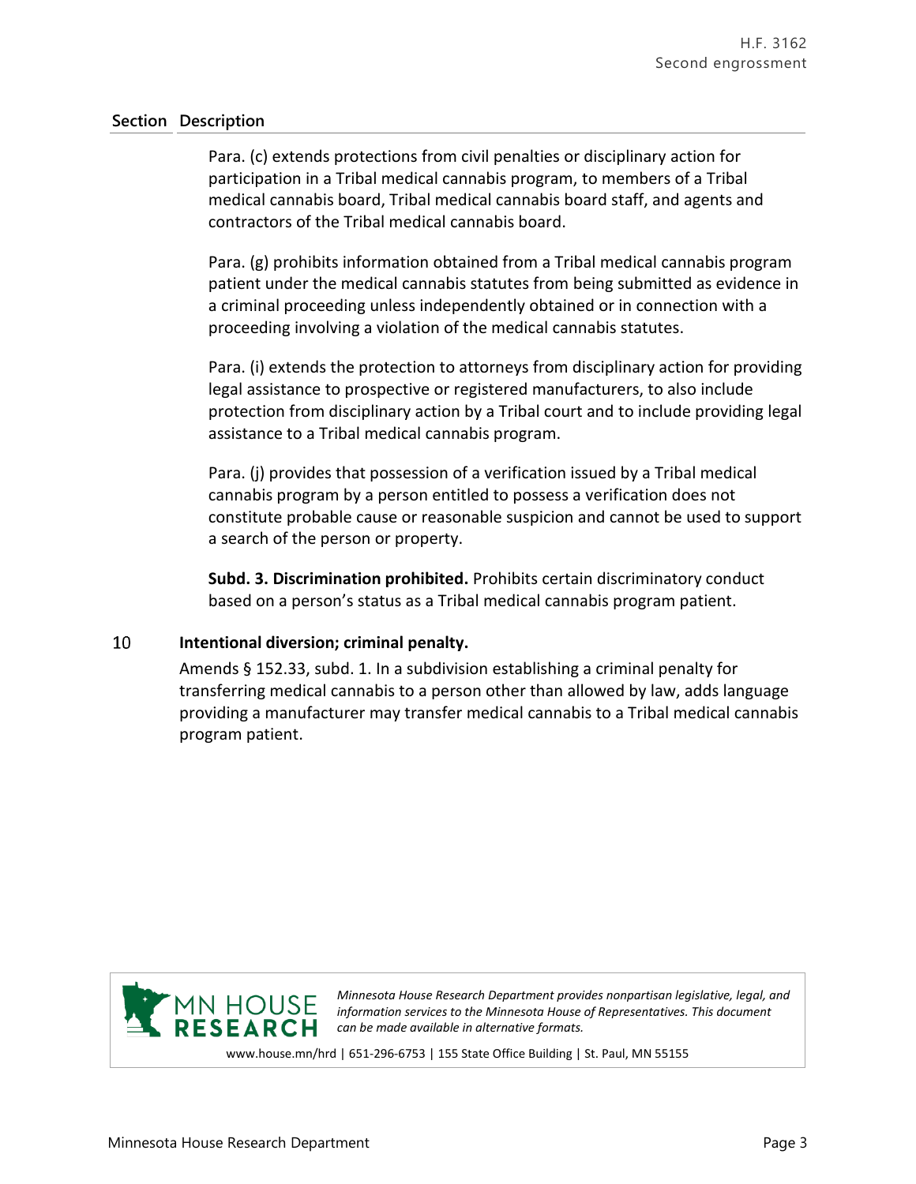| Section | Description |
|---|---|
| | Para. (c) extends protections from civil penalties or disciplinary action for participation in a Tribal medical cannabis program, to members of a Tribal medical cannabis board, Tribal medical cannabis board staff, and agents and contractors of the Tribal medical cannabis board.<br><br>Para. (g) prohibits information obtained from a Tribal medical cannabis program patient under the medical cannabis statutes from being submitted as evidence in a criminal proceeding unless independently obtained or in connection with a proceeding involving a violation of the medical cannabis statutes.<br><br>Para. (i) extends the protection to attorneys from disciplinary action for providing legal assistance to prospective or registered manufacturers, to also include protection from disciplinary action by a Tribal court and to include providing legal assistance to a Tribal medical cannabis program.<br><br>Para. (j) provides that possession of a verification issued by a Tribal medical cannabis program by a person entitled to possess a verification does not constitute probable cause or reasonable suspicion and cannot be used to support a search of the person or property.<br><br>**Subd. 3. Discrimination prohibited.** Prohibits certain discriminatory conduct based on a person's status as a Tribal medical cannabis program patient. |
| 10 | **Intentional diversion; criminal penalty.**<br><br>Amends § 152.33, subd. 1. In a subdivision establishing a criminal penalty for transferring medical cannabis to a person other than allowed by law, adds language providing a manufacturer may transfer medical cannabis to a Tribal medical cannabis program patient. |

MN HOUSE RESEARCH

*Minnesota House Research Department provides nonpartisan legislative, legal, and information services to the Minnesota House of Representatives. This document can be made available in alternative formats.*

www.house.mn/hrd | 651-296-6753 | 155 State Office Building | St. Paul, MN 55155